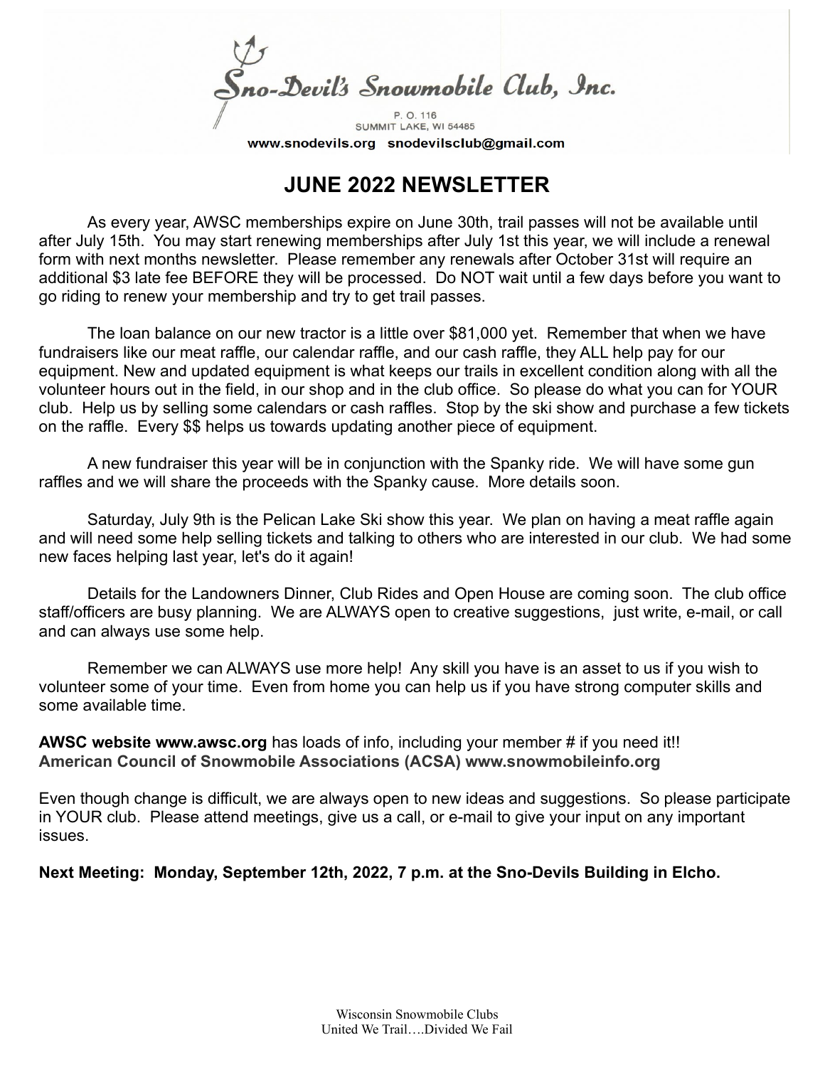Sno-Devil's Snowmobile Club, Inc.

P. O. 116
SUMMIT LAKE, WI 54485

www.snodevils.org snodevilsclub@gmail.com

# JUNE 2022 NEWSLETTER

As every year, AWSC memberships expire on June 30th, trail passes will not be available until after July 15th. You may start renewing memberships after July 1st this year, we will include a renewal form with next months newsletter. Please remember any renewals after October 31st will require an additional $3 late fee BEFORE they will be processed. Do NOT wait until a few days before you want to go riding to renew your membership and try to get trail passes.

The loan balance on our new tractor is a little over $81,000 yet. Remember that when we have fundraisers like our meat raffle, our calendar raffle, and our cash raffle, they ALL help pay for our equipment. New and updated equipment is what keeps our trails in excellent condition along with all the volunteer hours out in the field, in our shop and in the club office. So please do what you can for YOUR club. Help us by selling some calendars or cash raffles. Stop by the ski show and purchase a few tickets on the raffle. Every $$ helps us towards updating another piece of equipment.

A new fundraiser this year will be in conjunction with the Spanky ride. We will have some gun raffles and we will share the proceeds with the Spanky cause. More details soon.

Saturday, July 9th is the Pelican Lake Ski show this year. We plan on having a meat raffle again and will need some help selling tickets and talking to others who are interested in our club. We had some new faces helping last year, let's do it again!

Details for the Landowners Dinner, Club Rides and Open House are coming soon. The club office staff/officers are busy planning. We are ALWAYS open to creative suggestions, just write, e-mail, or call and can always use some help.

Remember we can ALWAYS use more help! Any skill you have is an asset to us if you wish to volunteer some of your time. Even from home you can help us if you have strong computer skills and some available time.

**AWSC website www.awsc.org** has loads of info, including your member # if you need it!!
**American Council of Snowmobile Associations (ACSA) www.snowmobileinfo.org**

Even though change is difficult, we are always open to new ideas and suggestions. So please participate in YOUR club. Please attend meetings, give us a call, or e-mail to give your input on any important issues.

**Next Meeting: Monday, September 12th, 2022, 7 p.m. at the Sno-Devils Building in Elcho.**

Wisconsin Snowmobile Clubs
United We Trail….Divided We Fail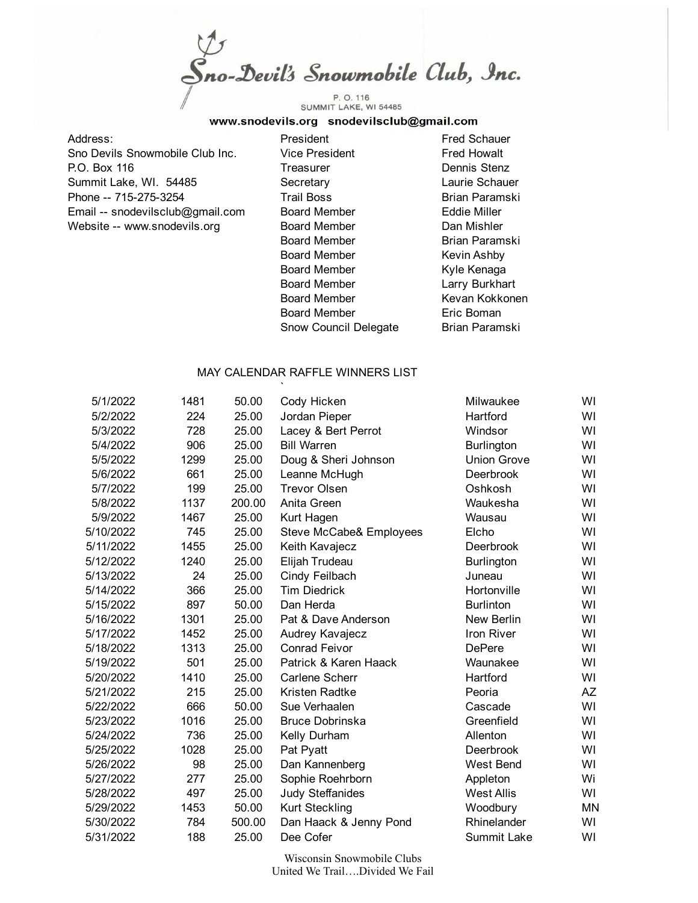# Sno-Devil's Snowmobile Club, Inc.

P. O. 116
SUMMIT LAKE, WI 54485

**www.snodevils.org snodevilsclub@gmail.com**

Address:
Sno Devils Snowmobile Club Inc.
P.O. Box 116
Summit Lake, WI. 54485
Phone -- 715-275-3254
Email -- snodevilsclub@gmail.com
Website -- www.snodevils.org

| | |
|---|---|
| President | Fred Schauer |
| Vice President | Fred Howalt |
| Treasurer | Dennis Stenz |
| Secretary | Laurie Schauer |
| Trail Boss | Brian Paramski |
| Board Member | Eddie Miller |
| Board Member | Dan Mishler |
| Board Member | Brian Paramski |
| Board Member | Kevin Ashby |
| Board Member | Kyle Kenaga |
| Board Member | Larry Burkhart |
| Board Member | Kevan Kokkonen |
| Board Member | Eric Boman |
| Snow Council Delegate | Brian Paramski |

## MAY CALENDAR RAFFLE WINNERS LIST

| | | | | | |
|---|---|---|---|---|---|
| 5/1/2022 | 1481 | 50.00 | Cody Hicken | Milwaukee | WI |
| 5/2/2022 | 224 | 25.00 | Jordan Pieper | Hartford | WI |
| 5/3/2022 | 728 | 25.00 | Lacey & Bert Perrot | Windsor | WI |
| 5/4/2022 | 906 | 25.00 | Bill Warren | Burlington | WI |
| 5/5/2022 | 1299 | 25.00 | Doug & Sheri Johnson | Union Grove | WI |
| 5/6/2022 | 661 | 25.00 | Leanne McHugh | Deerbrook | WI |
| 5/7/2022 | 199 | 25.00 | Trevor Olsen | Oshkosh | WI |
| 5/8/2022 | 1137 | 200.00 | Anita Green | Waukesha | WI |
| 5/9/2022 | 1467 | 25.00 | Kurt Hagen | Wausau | WI |
| 5/10/2022 | 745 | 25.00 | Steve McCabe& Employees | Elcho | WI |
| 5/11/2022 | 1455 | 25.00 | Keith Kavajecz | Deerbrook | WI |
| 5/12/2022 | 1240 | 25.00 | Elijah Trudeau | Burlington | WI |
| 5/13/2022 | 24 | 25.00 | Cindy Feilbach | Juneau | WI |
| 5/14/2022 | 366 | 25.00 | Tim Diedrick | Hortonville | WI |
| 5/15/2022 | 897 | 50.00 | Dan Herda | Burlinton | WI |
| 5/16/2022 | 1301 | 25.00 | Pat & Dave Anderson | New Berlin | WI |
| 5/17/2022 | 1452 | 25.00 | Audrey Kavajecz | Iron River | WI |
| 5/18/2022 | 1313 | 25.00 | Conrad Feivor | DePere | WI |
| 5/19/2022 | 501 | 25.00 | Patrick & Karen Haack | Waunakee | WI |
| 5/20/2022 | 1410 | 25.00 | Carlene Scherr | Hartford | WI |
| 5/21/2022 | 215 | 25.00 | Kristen Radtke | Peoria | AZ |
| 5/22/2022 | 666 | 50.00 | Sue Verhaalen | Cascade | WI |
| 5/23/2022 | 1016 | 25.00 | Bruce Dobrinska | Greenfield | WI |
| 5/24/2022 | 736 | 25.00 | Kelly Durham | Allenton | WI |
| 5/25/2022 | 1028 | 25.00 | Pat Pyatt | Deerbrook | WI |
| 5/26/2022 | 98 | 25.00 | Dan Kannenberg | West Bend | WI |
| 5/27/2022 | 277 | 25.00 | Sophie Roehrborn | Appleton | Wi |
| 5/28/2022 | 497 | 25.00 | Judy Steffanides | West Allis | WI |
| 5/29/2022 | 1453 | 50.00 | Kurt Steckling | Woodbury | MN |
| 5/30/2022 | 784 | 500.00 | Dan Haack & Jenny Pond | Rhinelander | WI |
| 5/31/2022 | 188 | 25.00 | Dee Cofer | Summit Lake | WI |

Wisconsin Snowmobile Clubs
United We Trail….Divided We Fail